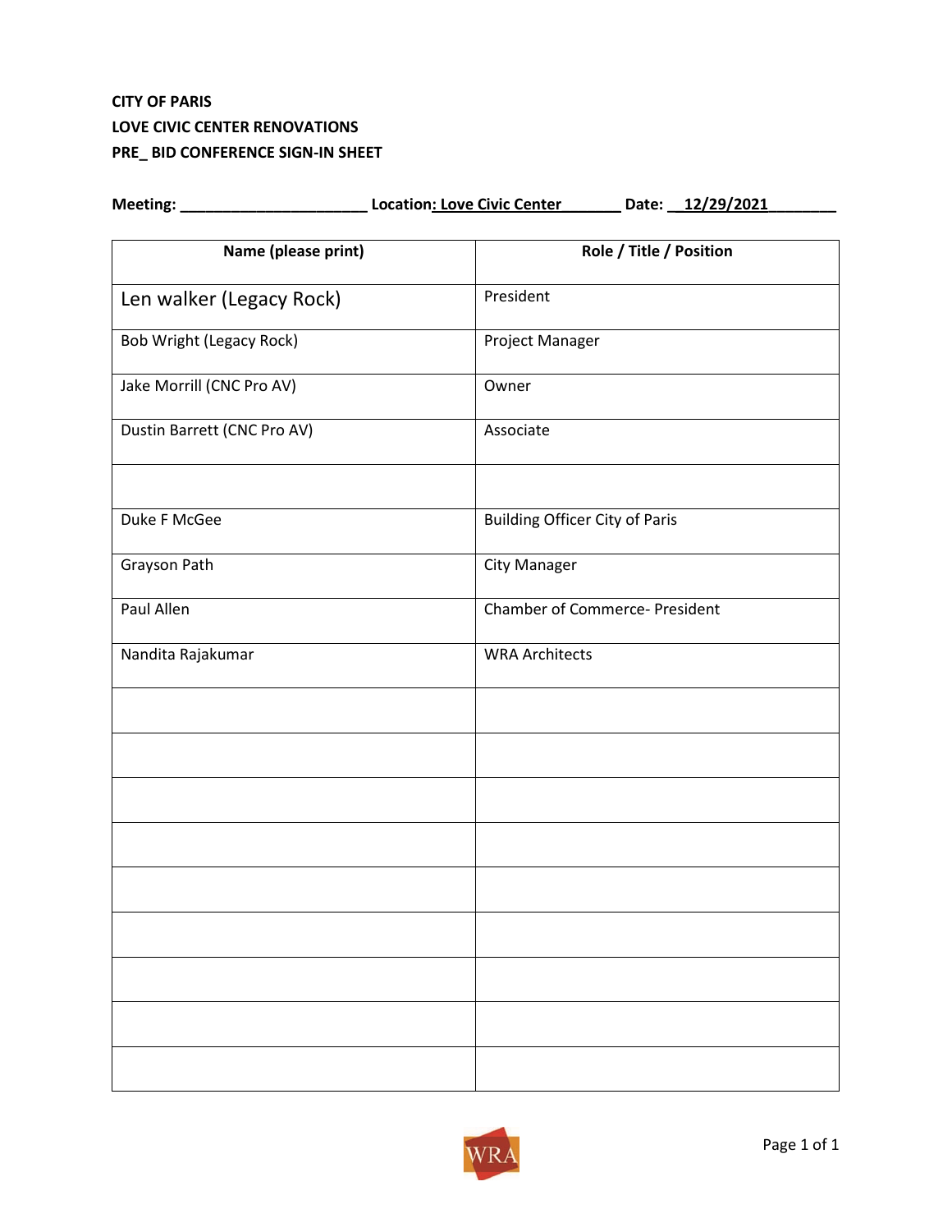**CITY OF PARIS**
**LOVE CIVIC CENTER RENOVATIONS**
**PRE_ BID CONFERENCE SIGN-IN SHEET**

**Meeting:** ______________________ **Location:** Love Civic Center _______ **Date:** __12/29/2021________

| Name (please print) | Role / Title / Position |
|---|---|
| Len walker (Legacy Rock) | President |
| Bob Wright (Legacy Rock) | Project Manager |
| Jake Morrill (CNC Pro AV) | Owner |
| Dustin Barrett (CNC Pro AV) | Associate |
| | |
| Duke F McGee | Building Officer City of Paris |
| Grayson Path | City Manager |
| Paul Allen | Chamber of Commerce- President |
| Nandita Rajakumar | WRA Architects |
| | |
| | |
| | |
| | |
| | |
| | |
| | |
| | |
| | |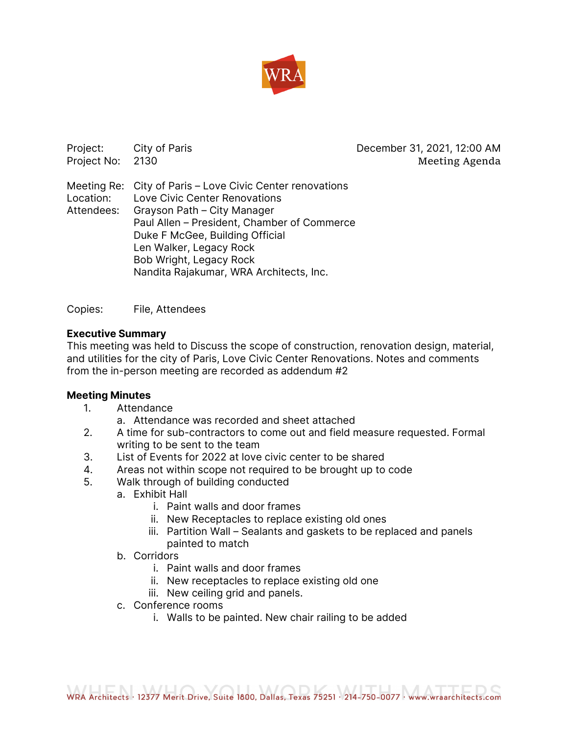| Project: | City of Paris | December 31, 2021, 12:00 AM |
|---|---|---|
| Project No: | 2130 | Meeting Agenda |

Meeting Re: City of Paris – Love Civic Center renovations
Location: Love Civic Center Renovations
Attendees: Grayson Path – City Manager
Paul Allen – President, Chamber of Commerce
Duke F McGee, Building Official
Len Walker, Legacy Rock
Bob Wright, Legacy Rock
Nandita Rajakumar, WRA Architects, Inc.

Copies: File, Attendees

**Executive Summary**
This meeting was held to Discuss the scope of construction, renovation design, material, and utilities for the city of Paris, Love Civic Center Renovations. Notes and comments from the in-person meeting are recorded as addendum #2

**Meeting Minutes**

1. Attendance
   a. Attendance was recorded and sheet attached
2. A time for sub-contractors to come out and field measure requested. Formal writing to be sent to the team
3. List of Events for 2022 at love civic center to be shared
4. Areas not within scope not required to be brought up to code
5. Walk through of building conducted
   a. Exhibit Hall
      i. Paint walls and door frames
      ii. New Receptacles to replace existing old ones
      iii. Partition Wall – Sealants and gaskets to be replaced and panels painted to match
   b. Corridors
      i. Paint walls and door frames
      ii. New receptacles to replace existing old one
      iii. New ceiling grid and panels.
   c. Conference rooms
      i. Walls to be painted. New chair railing to be added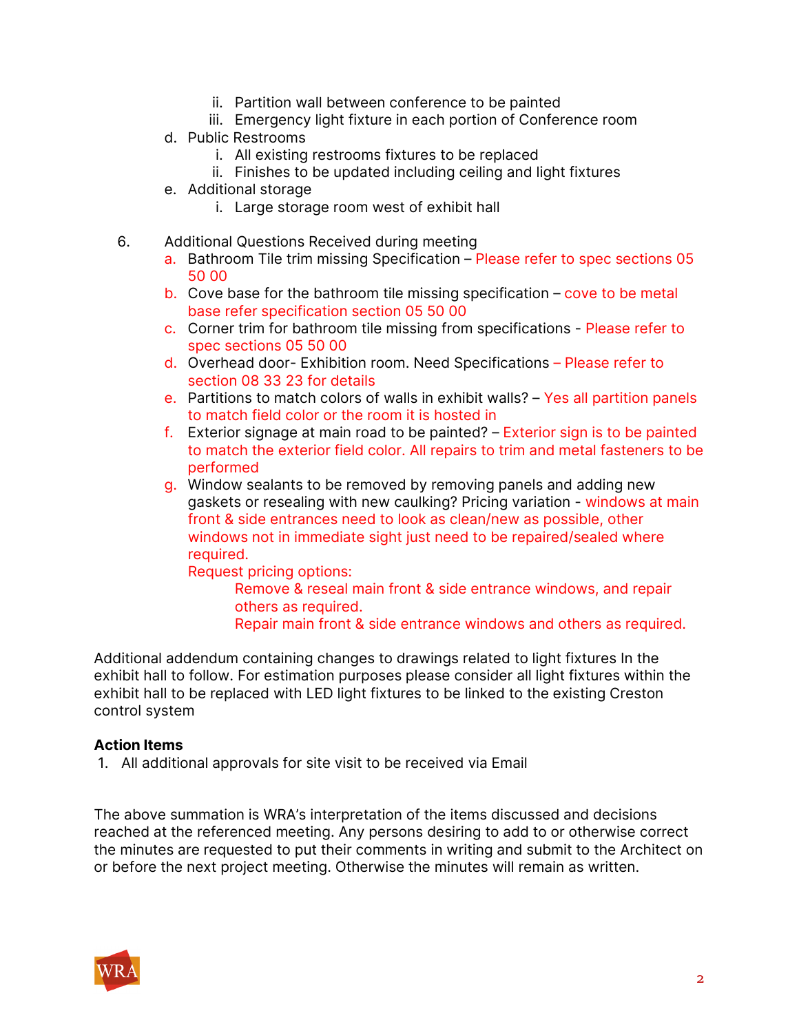- ii. Partition wall between conference to be painted
   - iii. Emergency light fixture in each portion of Conference room
- d. Public Restrooms
   - i. All existing restrooms fixtures to be replaced
   - ii. Finishes to be updated including ceiling and light fixtures
- e. Additional storage
   - i. Large storage room west of exhibit hall

6. Additional Questions Received during meeting
   - a. Bathroom Tile trim missing Specification – Please refer to spec sections 05 50 00
   - b. Cove base for the bathroom tile missing specification – cove to be metal base refer specification section 05 50 00
   - c. Corner trim for bathroom tile missing from specifications - Please refer to spec sections 05 50 00
   - d. Overhead door- Exhibition room. Need Specifications – Please refer to section 08 33 23 for details
   - e. Partitions to match colors of walls in exhibit walls? – Yes all partition panels to match field color or the room it is hosted in
   - f. Exterior signage at main road to be painted? – Exterior sign is to be painted to match the exterior field color. All repairs to trim and metal fasteners to be performed
   - g. Window sealants to be removed by removing panels and adding new gaskets or resealing with new caulking? Pricing variation - windows at main front & side entrances need to look as clean/new as possible, other windows not in immediate sight just need to be repaired/sealed where required.
     Request pricing options:
        - Remove & reseal main front & side entrance windows, and repair others as required.
        - Repair main front & side entrance windows and others as required.

Additional addendum containing changes to drawings related to light fixtures In the exhibit hall to follow. For estimation purposes please consider all light fixtures within the exhibit hall to be replaced with LED light fixtures to be linked to the existing Creston control system

**Action Items**

1. All additional approvals for site visit to be received via Email

The above summation is WRA's interpretation of the items discussed and decisions reached at the referenced meeting. Any persons desiring to add to or otherwise correct the minutes are requested to put their comments in writing and submit to the Architect on or before the next project meeting. Otherwise the minutes will remain as written.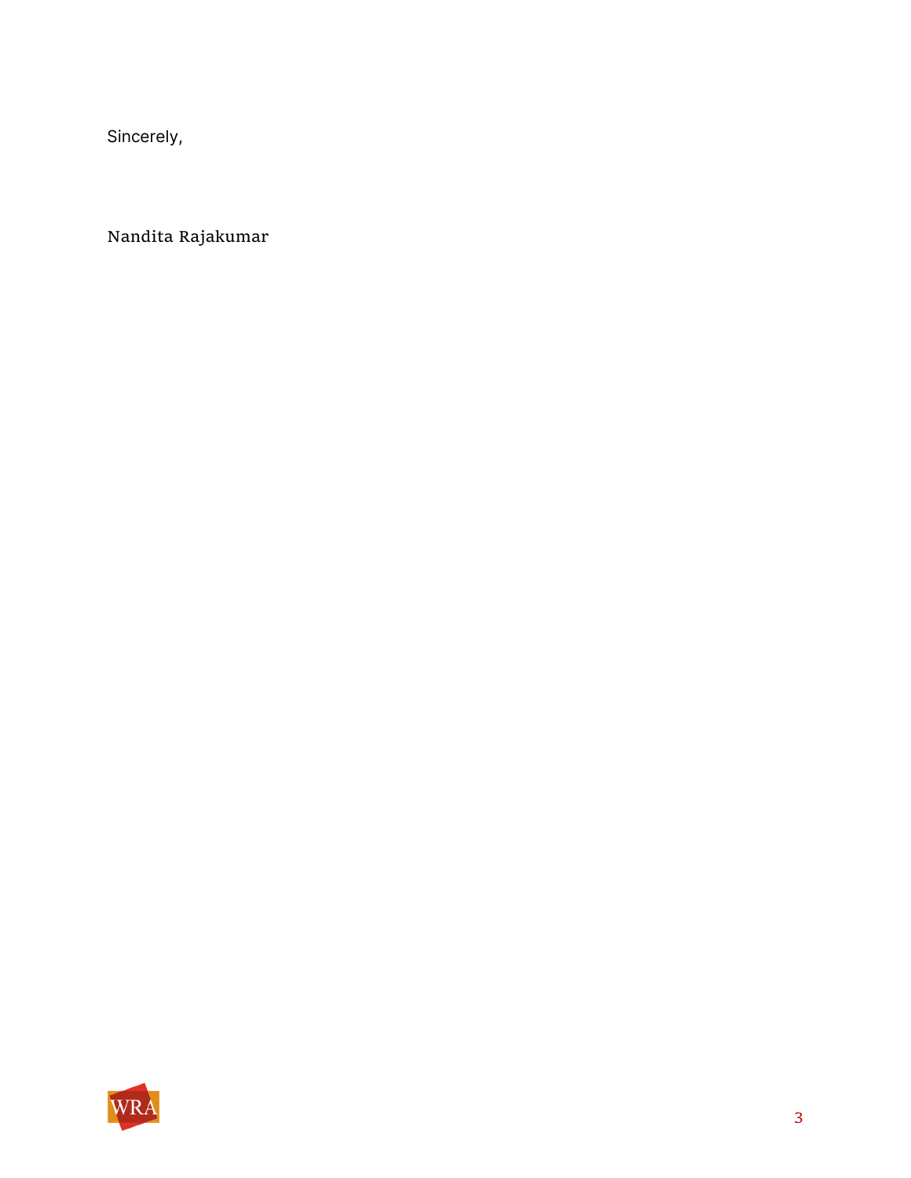Sincerely,

Nandita Rajakumar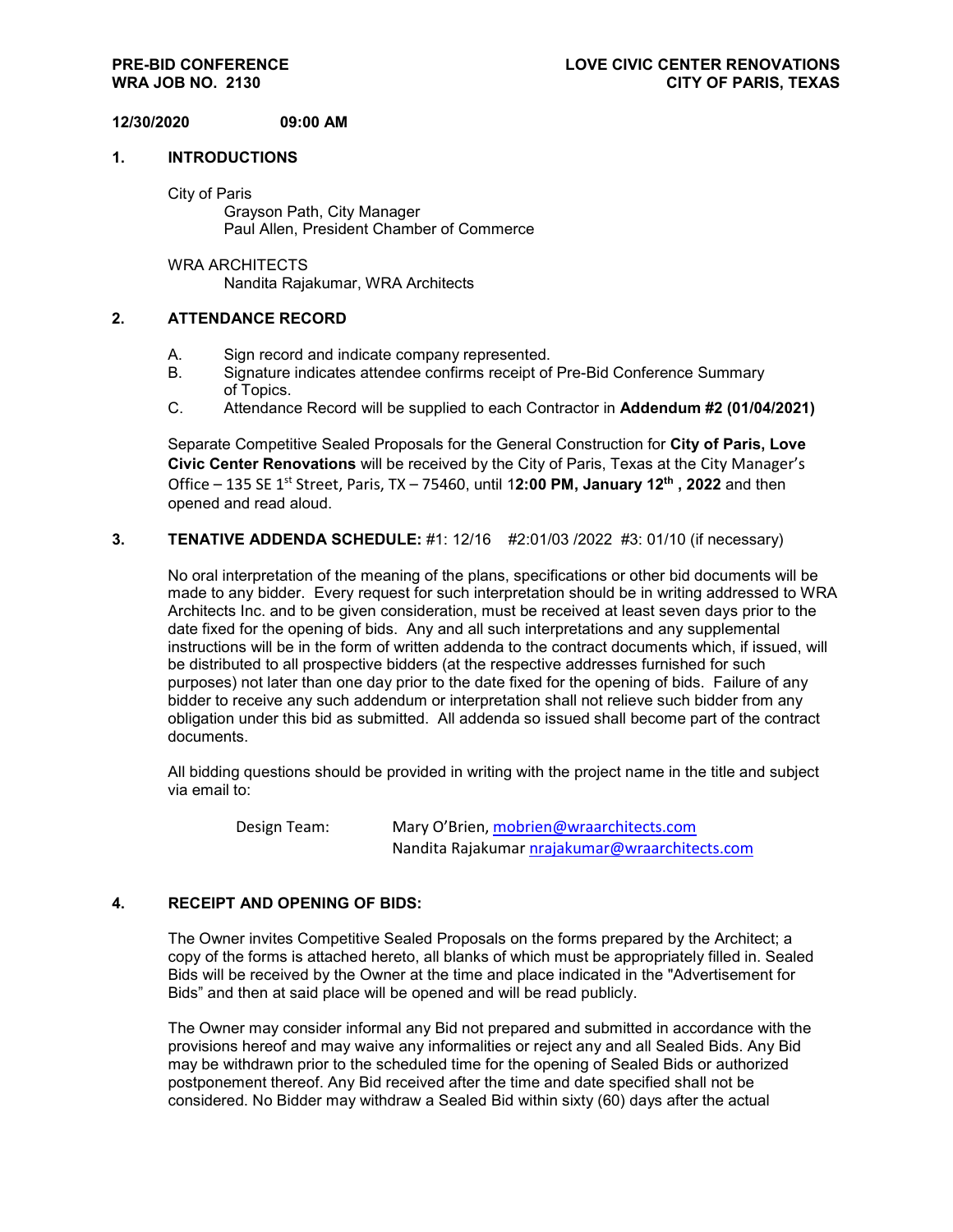**PRE-BID CONFERENCE** | **LOVE CIVIC CENTER RENOVATIONS**
**WRA JOB NO. 2130** | **CITY OF PARIS, TEXAS**

**12/30/2020 09:00 AM**

## 1. INTRODUCTIONS

City of Paris
- Grayson Path, City Manager
- Paul Allen, President Chamber of Commerce

WRA ARCHITECTS
- Nandita Rajakumar, WRA Architects

## 2. ATTENDANCE RECORD

A. Sign record and indicate company represented.
B. Signature indicates attendee confirms receipt of Pre-Bid Conference Summary of Topics.
C. Attendance Record will be supplied to each Contractor in **Addendum #2 (01/04/2021)**

Separate Competitive Sealed Proposals for the General Construction for **City of Paris, Love Civic Center Renovations** will be received by the City of Paris, Texas at the City Manager's Office – 135 SE 1st Street, Paris, TX – 75460, until 1**2:00 PM, January 12th , 2022** and then opened and read aloud.

## 3. TENATIVE ADDENDA SCHEDULE: #1: 12/16 #2:01/03 /2022 #3: 01/10 (if necessary)

No oral interpretation of the meaning of the plans, specifications or other bid documents will be made to any bidder. Every request for such interpretation should be in writing addressed to WRA Architects Inc. and to be given consideration, must be received at least seven days prior to the date fixed for the opening of bids. Any and all such interpretations and any supplemental instructions will be in the form of written addenda to the contract documents which, if issued, will be distributed to all prospective bidders (at the respective addresses furnished for such purposes) not later than one day prior to the date fixed for the opening of bids. Failure of any bidder to receive any such addendum or interpretation shall not relieve such bidder from any obligation under this bid as submitted. All addenda so issued shall become part of the contract documents.

All bidding questions should be provided in writing with the project name in the title and subject via email to:

Design Team: Mary O'Brien, mobrien@wraarchitects.com
Nandita Rajakumar nrajakumar@wraarchitects.com

## 4. RECEIPT AND OPENING OF BIDS:

The Owner invites Competitive Sealed Proposals on the forms prepared by the Architect; a copy of the forms is attached hereto, all blanks of which must be appropriately filled in. Sealed Bids will be received by the Owner at the time and place indicated in the "Advertisement for Bids" and then at said place will be opened and will be read publicly.

The Owner may consider informal any Bid not prepared and submitted in accordance with the provisions hereof and may waive any informalities or reject any and all Sealed Bids. Any Bid may be withdrawn prior to the scheduled time for the opening of Sealed Bids or authorized postponement thereof. Any Bid received after the time and date specified shall not be considered. No Bidder may withdraw a Sealed Bid within sixty (60) days after the actual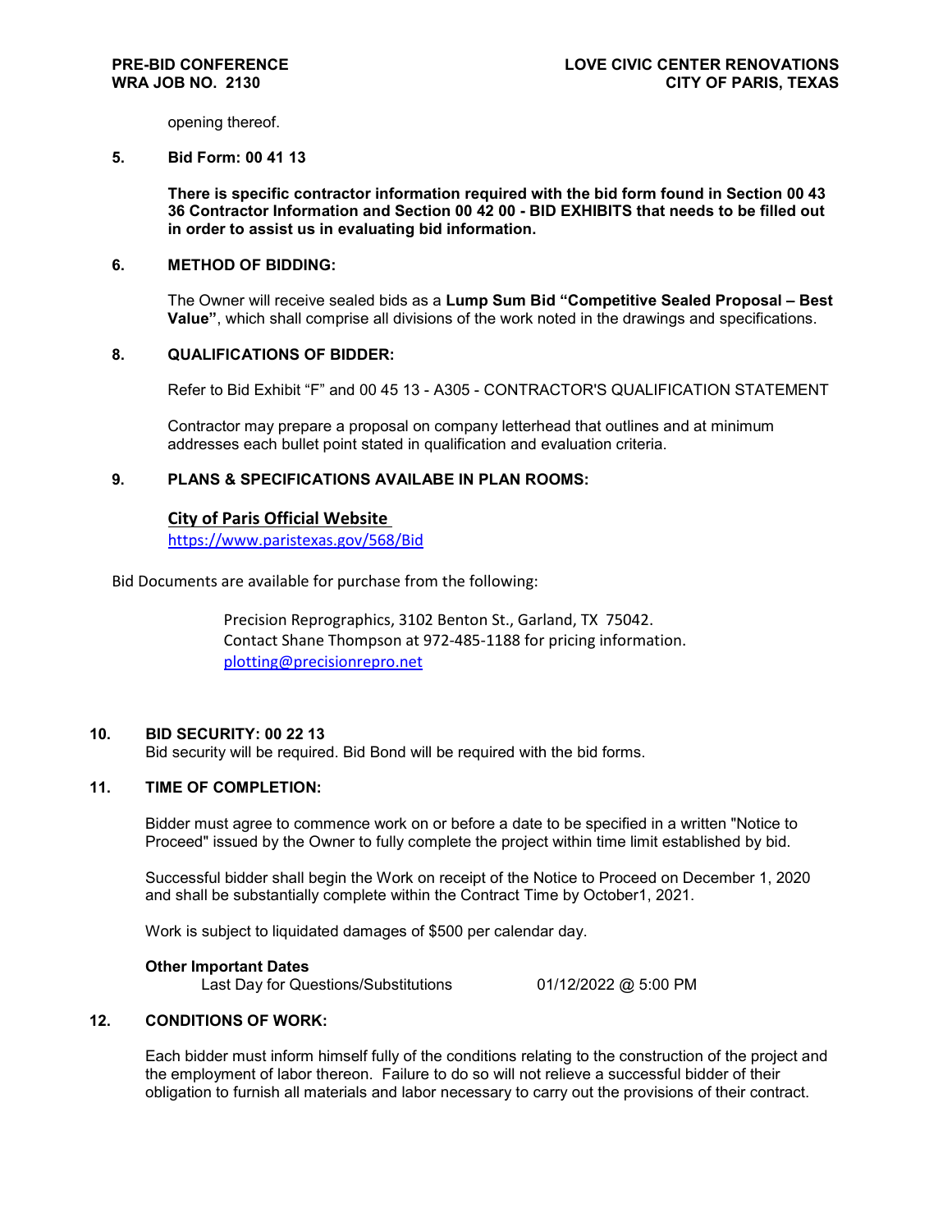opening thereof.

**5. Bid Form: 00 41 13**

**There is specific contractor information required with the bid form found in Section 00 43 36 Contractor Information and Section 00 42 00 - BID EXHIBITS that needs to be filled out in order to assist us in evaluating bid information.**

**6. METHOD OF BIDDING:**

The Owner will receive sealed bids as a **Lump Sum Bid "Competitive Sealed Proposal – Best Value"**, which shall comprise all divisions of the work noted in the drawings and specifications.

**8. QUALIFICATIONS OF BIDDER:**

Refer to Bid Exhibit "F" and 00 45 13 - A305 - CONTRACTOR'S QUALIFICATION STATEMENT

Contractor may prepare a proposal on company letterhead that outlines and at minimum addresses each bullet point stated in qualification and evaluation criteria.

**9. PLANS & SPECIFICATIONS AVAILABE IN PLAN ROOMS:**

**City of Paris Official Website**
https://www.paristexas.gov/568/Bid

Bid Documents are available for purchase from the following:

Precision Reprographics, 3102 Benton St., Garland, TX 75042.
Contact Shane Thompson at 972-485-1188 for pricing information.
plotting@precisionrepro.net

**10. BID SECURITY: 00 22 13**

Bid security will be required. Bid Bond will be required with the bid forms.

**11. TIME OF COMPLETION:**

Bidder must agree to commence work on or before a date to be specified in a written "Notice to Proceed" issued by the Owner to fully complete the project within time limit established by bid.

Successful bidder shall begin the Work on receipt of the Notice to Proceed on December 1, 2020 and shall be substantially complete within the Contract Time by October1, 2021.

Work is subject to liquidated damages of $500 per calendar day.

**Other Important Dates**

Last Day for Questions/Substitutions 01/12/2022 @ 5:00 PM

**12. CONDITIONS OF WORK:**

Each bidder must inform himself fully of the conditions relating to the construction of the project and the employment of labor thereon. Failure to do so will not relieve a successful bidder of their obligation to furnish all materials and labor necessary to carry out the provisions of their contract.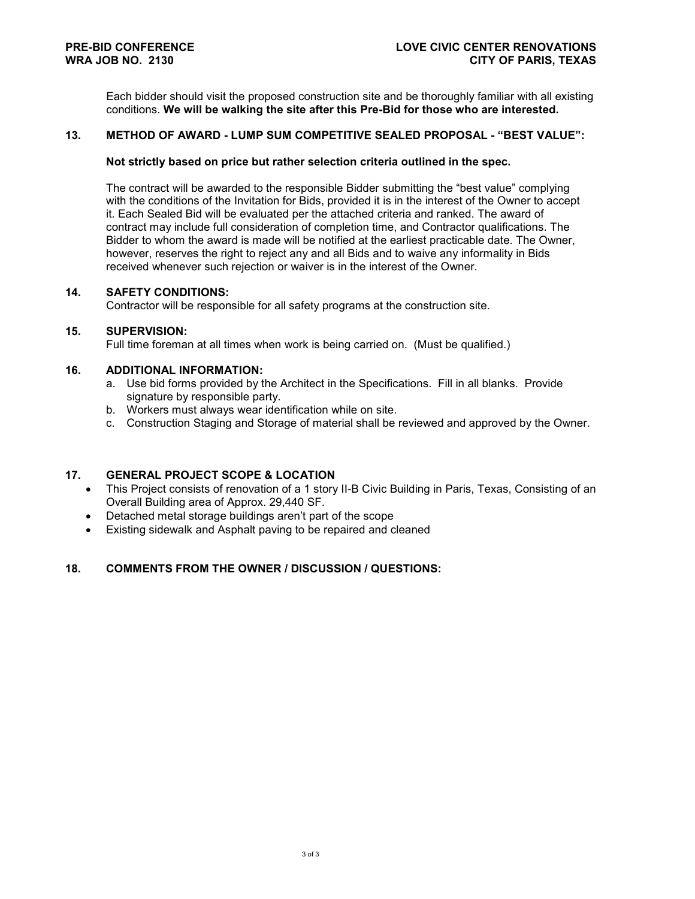Each bidder should visit the proposed construction site and be thoroughly familiar with all existing conditions. **We will be walking the site after this Pre-Bid for those who are interested.**

### 13. METHOD OF AWARD - LUMP SUM COMPETITIVE SEALED PROPOSAL - "BEST VALUE":

**Not strictly based on price but rather selection criteria outlined in the spec.**

The contract will be awarded to the responsible Bidder submitting the "best value" complying with the conditions of the Invitation for Bids, provided it is in the interest of the Owner to accept it. Each Sealed Bid will be evaluated per the attached criteria and ranked. The award of contract may include full consideration of completion time, and Contractor qualifications. The Bidder to whom the award is made will be notified at the earliest practicable date. The Owner, however, reserves the right to reject any and all Bids and to waive any informality in Bids received whenever such rejection or waiver is in the interest of the Owner.

### 14. SAFETY CONDITIONS:

Contractor will be responsible for all safety programs at the construction site.

### 15. SUPERVISION:

Full time foreman at all times when work is being carried on. (Must be qualified.)

### 16. ADDITIONAL INFORMATION:

a. Use bid forms provided by the Architect in the Specifications. Fill in all blanks. Provide signature by responsible party.
b. Workers must always wear identification while on site.
c. Construction Staging and Storage of material shall be reviewed and approved by the Owner.

### 17. GENERAL PROJECT SCOPE & LOCATION

- This Project consists of renovation of a 1 story II-B Civic Building in Paris, Texas, Consisting of an Overall Building area of Approx. 29,440 SF.
- Detached metal storage buildings aren't part of the scope
- Existing sidewalk and Asphalt paving to be repaired and cleaned

### 18. COMMENTS FROM THE OWNER / DISCUSSION / QUESTIONS: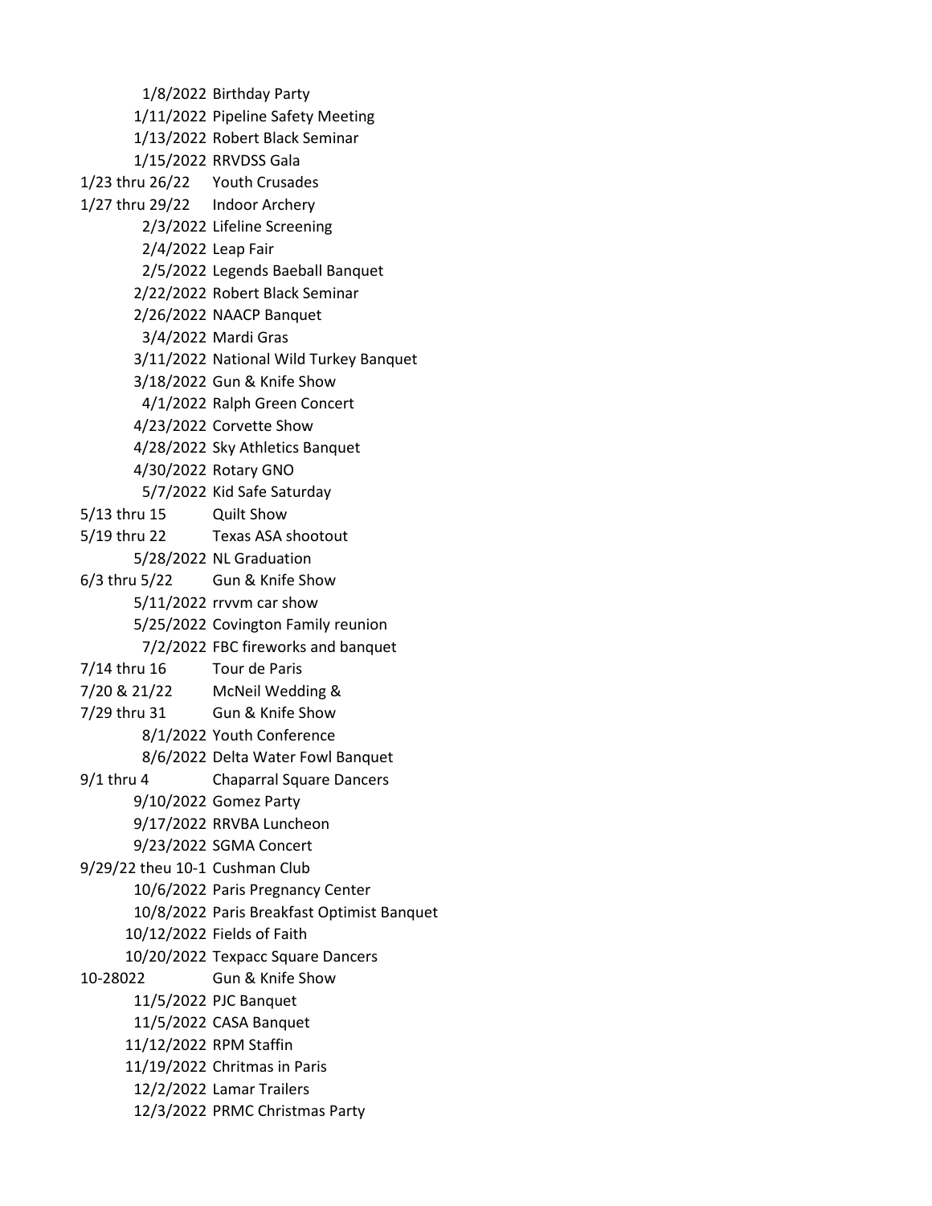| Date | Event |
|---|---|
| 1/8/2022 | Birthday Party |
| 1/11/2022 | Pipeline Safety Meeting |
| 1/13/2022 | Robert Black Seminar |
| 1/15/2022 | RRVDSS Gala |
| 1/23 thru 26/22 | Youth Crusades |
| 1/27 thru 29/22 | Indoor Archery |
| 2/3/2022 | Lifeline Screening |
| 2/4/2022 | Leap Fair |
| 2/5/2022 | Legends Baeball Banquet |
| 2/22/2022 | Robert Black Seminar |
| 2/26/2022 | NAACP Banquet |
| 3/4/2022 | Mardi Gras |
| 3/11/2022 | National Wild Turkey Banquet |
| 3/18/2022 | Gun & Knife Show |
| 4/1/2022 | Ralph Green Concert |
| 4/23/2022 | Corvette Show |
| 4/28/2022 | Sky Athletics Banquet |
| 4/30/2022 | Rotary GNO |
| 5/7/2022 | Kid Safe Saturday |
| 5/13 thru 15 | Quilt Show |
| 5/19 thru 22 | Texas ASA shootout |
| 5/28/2022 | NL Graduation |
| 6/3 thru 5/22 | Gun & Knife Show |
| 5/11/2022 | rrvvm car show |
| 5/25/2022 | Covington Family reunion |
| 7/2/2022 | FBC fireworks and banquet |
| 7/14 thru 16 | Tour de Paris |
| 7/20 & 21/22 | McNeil Wedding & |
| 7/29 thru 31 | Gun & Knife Show |
| 8/1/2022 | Youth Conference |
| 8/6/2022 | Delta Water Fowl Banquet |
| 9/1 thru 4 | Chaparral Square Dancers |
| 9/10/2022 | Gomez Party |
| 9/17/2022 | RRVBA Luncheon |
| 9/23/2022 | SGMA Concert |
| 9/29/22 theu 10-1 | Cushman Club |
| 10/6/2022 | Paris Pregnancy Center |
| 10/8/2022 | Paris Breakfast Optimist Banquet |
| 10/12/2022 | Fields of Faith |
| 10/20/2022 | Texpacc Square Dancers |
| 10-28022 | Gun & Knife Show |
| 11/5/2022 | PJC Banquet |
| 11/5/2022 | CASA Banquet |
| 11/12/2022 | RPM Staffin |
| 11/19/2022 | Chritmas in Paris |
| 12/2/2022 | Lamar Trailers |
| 12/3/2022 | PRMC Christmas Party |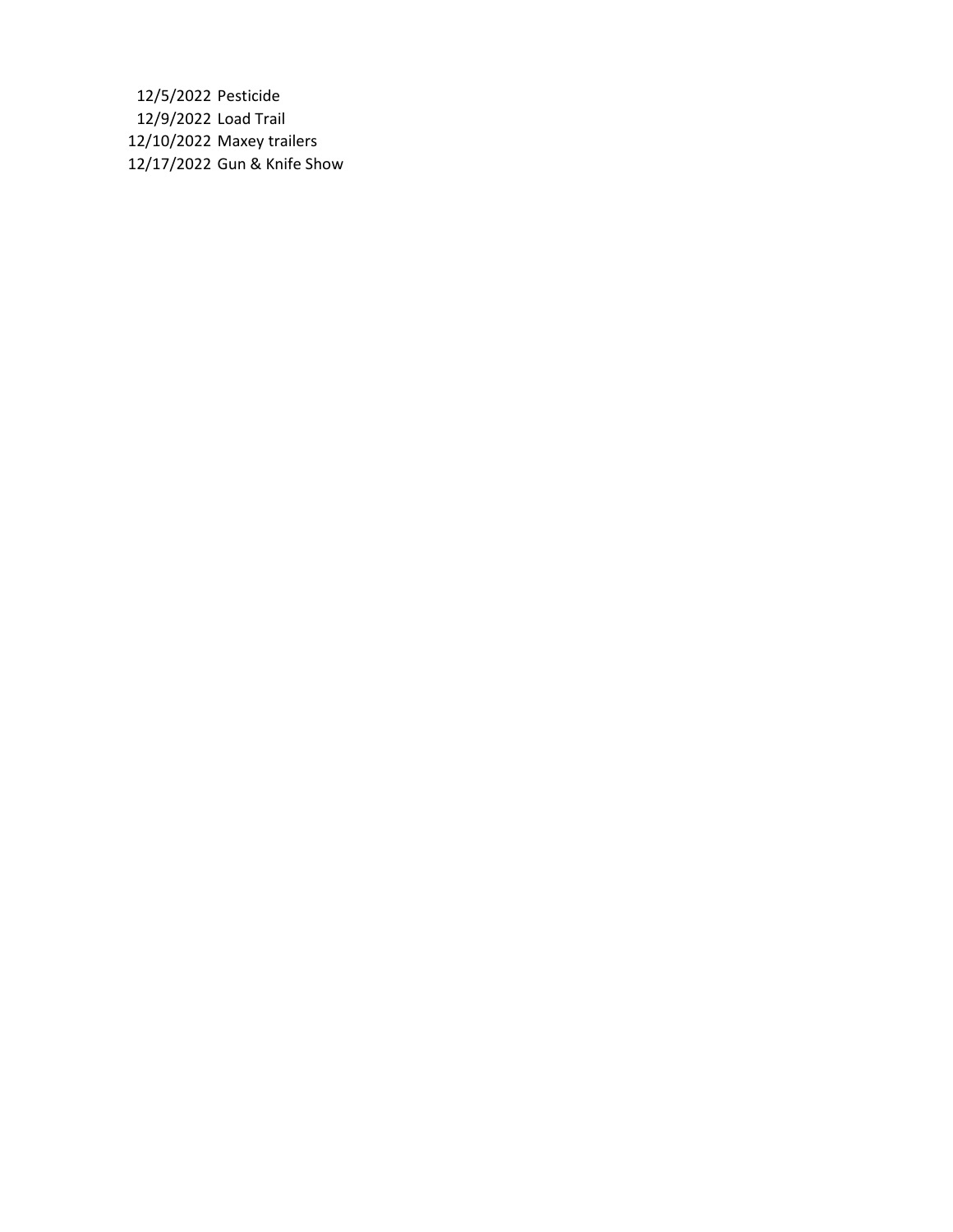| | |
|---|---|
| 12/5/2022 | Pesticide |
| 12/9/2022 | Load Trail |
| 12/10/2022 | Maxey trailers |
| 12/17/2022 | Gun & Knife Show |